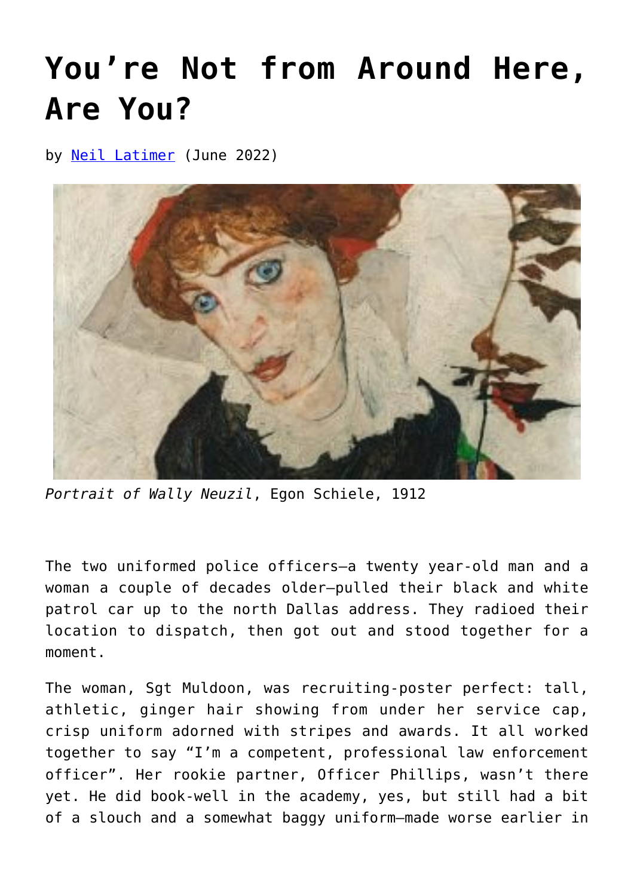# You're Not from Around Here, Are You?

by Neil Latimer (June 2022)

*Portrait of Wally Neuzil*, Egon Schiele, 1912

The two uniformed police officers—a twenty year-old man and a woman a couple of decades older—pulled their black and white patrol car up to the north Dallas address. They radioed their location to dispatch, then got out and stood together for a moment.

The woman, Sgt Muldoon, was recruiting-poster perfect: tall, athletic, ginger hair showing from under her service cap, crisp uniform adorned with stripes and awards. It all worked together to say "I'm a competent, professional law enforcement officer". Her rookie partner, Officer Phillips, wasn't there yet. He did book-well in the academy, yes, but still had a bit of a slouch and a somewhat baggy uniform—made worse earlier in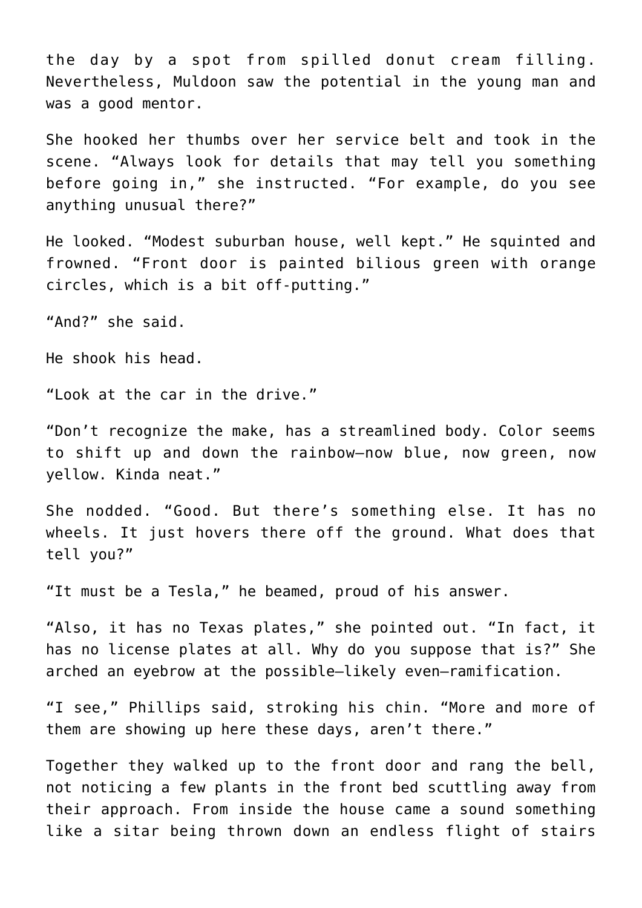the day by a spot from spilled donut cream filling. Nevertheless, Muldoon saw the potential in the young man and was a good mentor.

She hooked her thumbs over her service belt and took in the scene. “Always look for details that may tell you something before going in,” she instructed. “For example, do you see anything unusual there?”

He looked. “Modest suburban house, well kept.” He squinted and frowned. “Front door is painted bilious green with orange circles, which is a bit off-putting.”

“And?” she said.

He shook his head.

“Look at the car in the drive.”

“Don’t recognize the make, has a streamlined body. Color seems to shift up and down the rainbow—now blue, now green, now yellow. Kinda neat.”

She nodded. “Good. But there’s something else. It has no wheels. It just hovers there off the ground. What does that tell you?”

“It must be a Tesla,” he beamed, proud of his answer.

“Also, it has no Texas plates,” she pointed out. “In fact, it has no license plates at all. Why do you suppose that is?” She arched an eyebrow at the possible—likely even—ramification.

“I see,” Phillips said, stroking his chin. “More and more of them are showing up here these days, aren’t there.”

Together they walked up to the front door and rang the bell, not noticing a few plants in the front bed scuttling away from their approach. From inside the house came a sound something like a sitar being thrown down an endless flight of stairs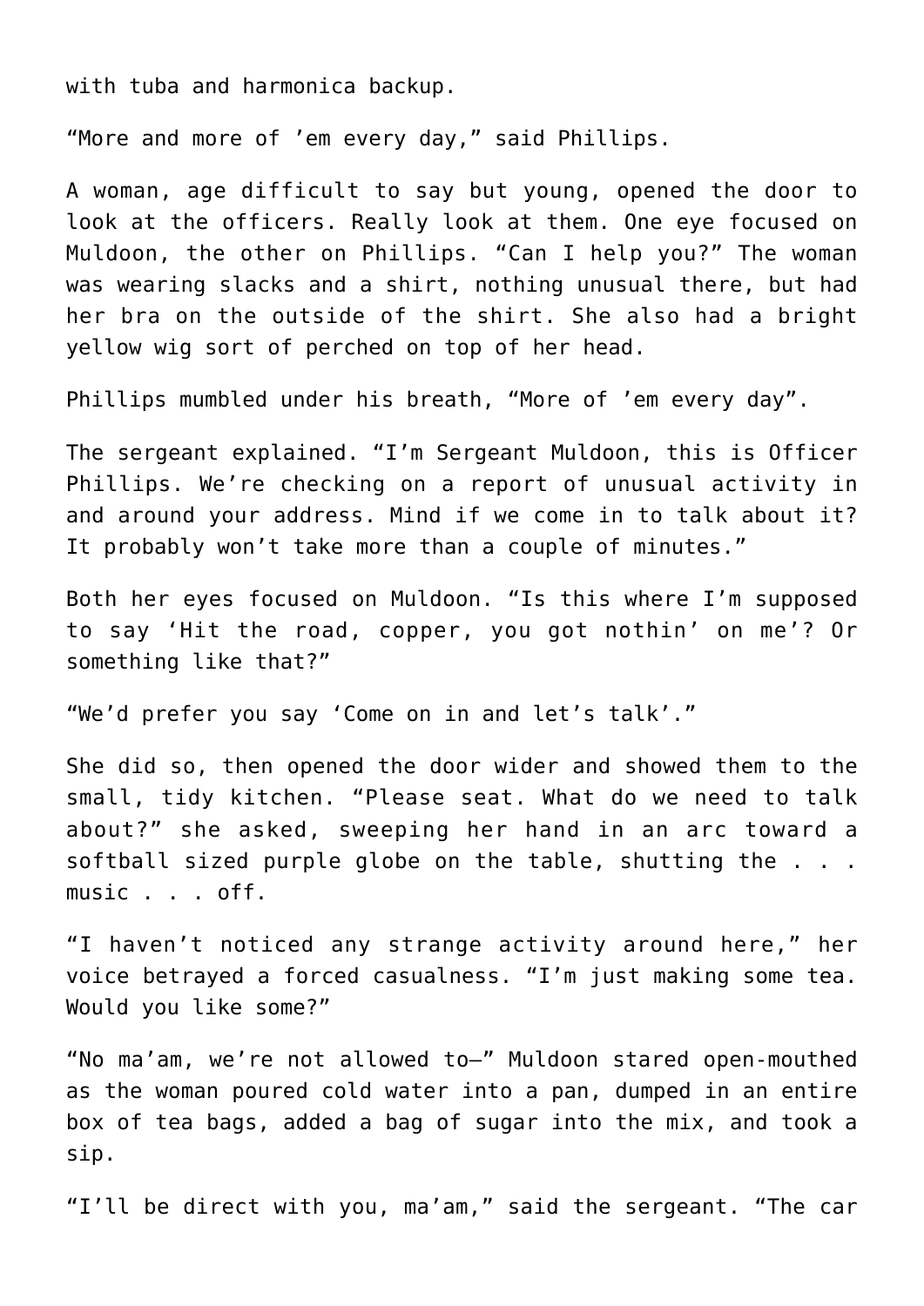with tuba and harmonica backup.

“More and more of ’em every day,” said Phillips.

A woman, age difficult to say but young, opened the door to look at the officers. Really look at them. One eye focused on Muldoon, the other on Phillips. “Can I help you?” The woman was wearing slacks and a shirt, nothing unusual there, but had her bra on the outside of the shirt. She also had a bright yellow wig sort of perched on top of her head.

Phillips mumbled under his breath, “More of ’em every day”.

The sergeant explained. “I’m Sergeant Muldoon, this is Officer Phillips. We’re checking on a report of unusual activity in and around your address. Mind if we come in to talk about it? It probably won’t take more than a couple of minutes.”

Both her eyes focused on Muldoon. “Is this where I’m supposed to say ‘Hit the road, copper, you got nothin’ on me’? Or something like that?”

“We’d prefer you say ‘Come on in and let’s talk’.”

She did so, then opened the door wider and showed them to the small, tidy kitchen. “Please seat. What do we need to talk about?” she asked, sweeping her hand in an arc toward a softball sized purple globe on the table, shutting the . . . music . . . off.

“I haven’t noticed any strange activity around here,” her voice betrayed a forced casualness. “I’m just making some tea. Would you like some?”

“No ma’am, we’re not allowed to—” Muldoon stared open-mouthed as the woman poured cold water into a pan, dumped in an entire box of tea bags, added a bag of sugar into the mix, and took a sip.

“I’ll be direct with you, ma’am,” said the sergeant. “The car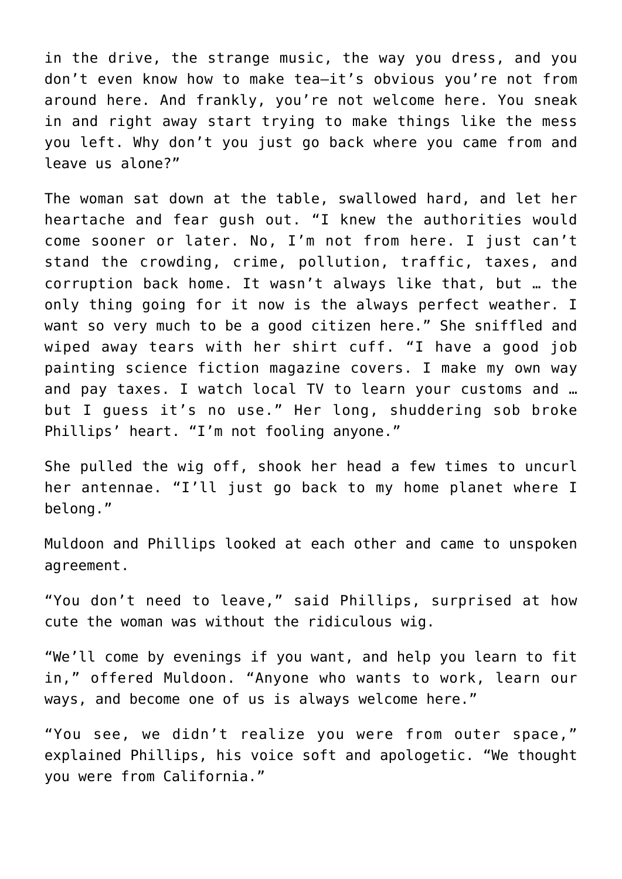in the drive, the strange music, the way you dress, and you don't even know how to make tea—it's obvious you're not from around here. And frankly, you're not welcome here. You sneak in and right away start trying to make things like the mess you left. Why don't you just go back where you came from and leave us alone?"

The woman sat down at the table, swallowed hard, and let her heartache and fear gush out. "I knew the authorities would come sooner or later. No, I'm not from here. I just can't stand the crowding, crime, pollution, traffic, taxes, and corruption back home. It wasn't always like that, but … the only thing going for it now is the always perfect weather. I want so very much to be a good citizen here." She sniffled and wiped away tears with her shirt cuff. "I have a good job painting science fiction magazine covers. I make my own way and pay taxes. I watch local TV to learn your customs and … but I guess it's no use." Her long, shuddering sob broke Phillips' heart. "I'm not fooling anyone."

She pulled the wig off, shook her head a few times to uncurl her antennae. "I'll just go back to my home planet where I belong."

Muldoon and Phillips looked at each other and came to unspoken agreement.

"You don't need to leave," said Phillips, surprised at how cute the woman was without the ridiculous wig.

"We'll come by evenings if you want, and help you learn to fit in," offered Muldoon. "Anyone who wants to work, learn our ways, and become one of us is always welcome here."

"You see, we didn't realize you were from outer space," explained Phillips, his voice soft and apologetic. "We thought you were from California."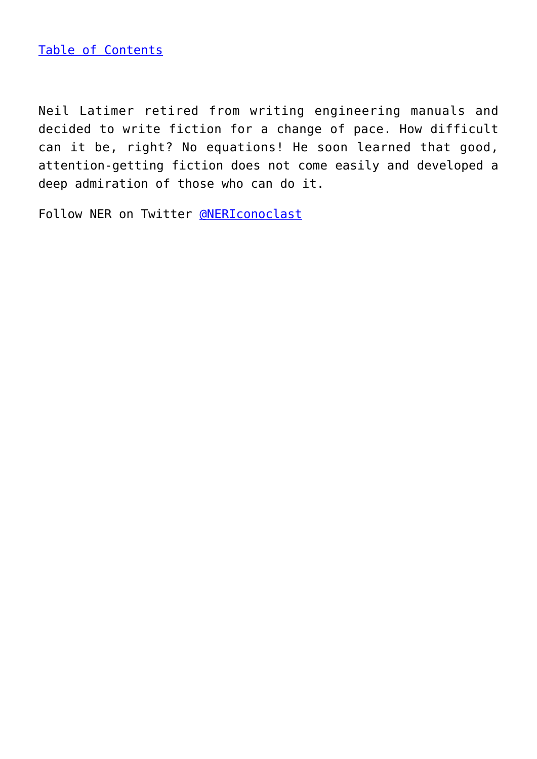Table of Contents

Neil Latimer retired from writing engineering manuals and decided to write fiction for a change of pace. How difficult can it be, right? No equations! He soon learned that good, attention-getting fiction does not come easily and developed a deep admiration of those who can do it.

Follow NER on Twitter @NERIconoclast